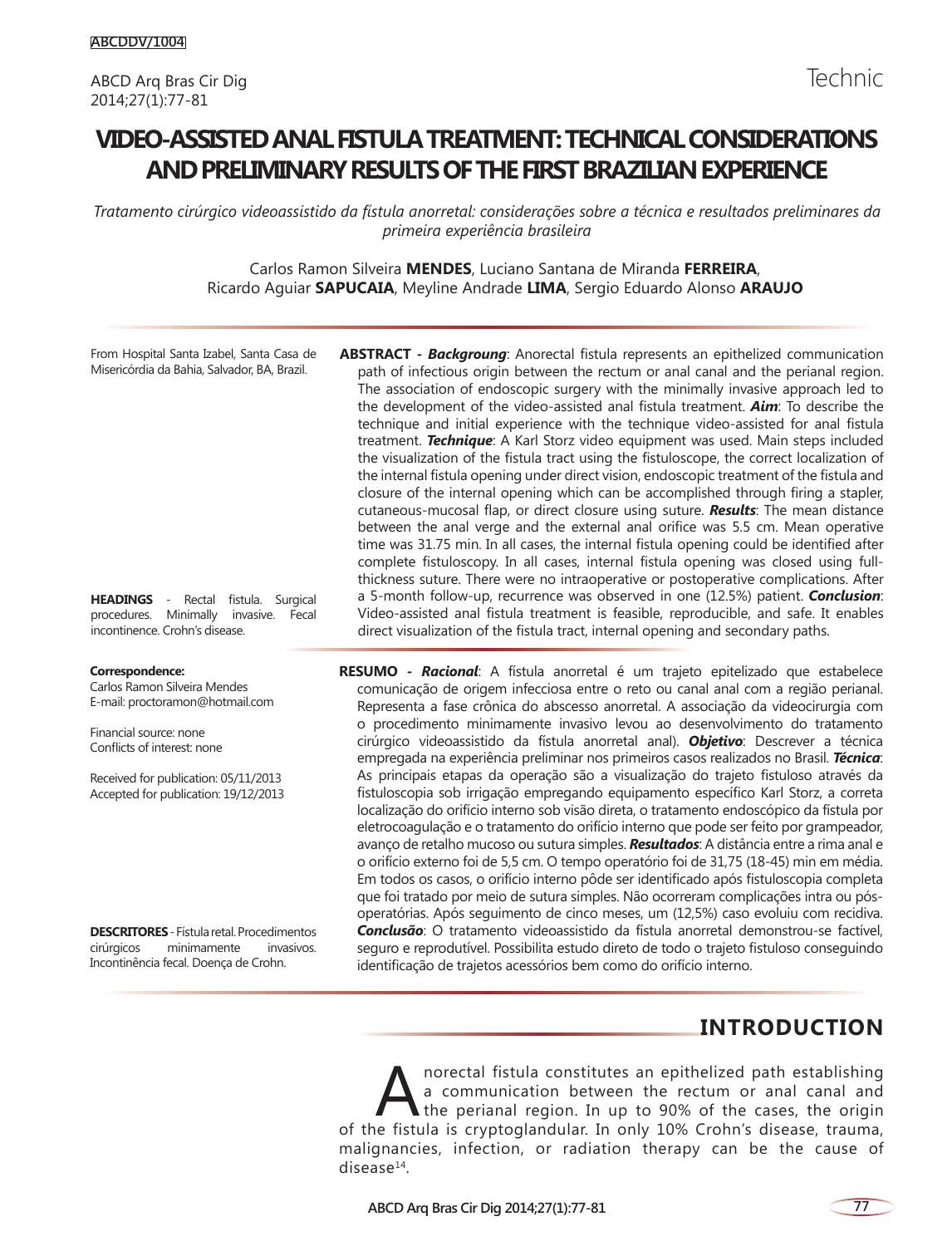ABCDDV/1004

Technic

# VIDEO-ASSISTED ANAL FISTULA TREATMENT: TECHNICAL CONSIDERATIONS AND PRELIMINARY RESULTS OF THE FIRST BRAZILIAN EXPERIENCE

*Tratamento cirúrgico videoassistido da fístula anorretal: considerações sobre a técnica e resultados preliminares da primeira experiência brasileira*

Carlos Ramon Silveira **MENDES**, Luciano Santana de Miranda **FERREIRA**, Ricardo Aguiar **SAPUCAIA**, Meyline Andrade **LIMA**, Sergio Eduardo Alonso **ARAUJO**

From Hospital Santa Izabel, Santa Casa de Misericórdia da Bahia, Salvador, BA, Brazil.

**ABSTRACT -** ***Backgroung***: Anorectal fistula represents an epithelized communication path of infectious origin between the rectum or anal canal and the perianal region. The association of endoscopic surgery with the minimally invasive approach led to the development of the video-assisted anal fistula treatment. ***Aim***: To describe the technique and initial experience with the technique video-assisted for anal fistula treatment. ***Technique***: A Karl Storz video equipment was used. Main steps included the visualization of the fistula tract using the fistuloscope, the correct localization of the internal fistula opening under direct vision, endoscopic treatment of the fistula and closure of the internal opening which can be accomplished through firing a stapler, cutaneous-mucosal flap, or direct closure using suture. ***Results***: The mean distance between the anal verge and the external anal orifice was 5.5 cm. Mean operative time was 31.75 min. In all cases, the internal fistula opening could be identified after complete fistuloscopy. In all cases, internal fistula opening was closed using full-thickness suture. There were no intraoperative or postoperative complications. After a 5-month follow-up, recurrence was observed in one (12.5%) patient. ***Conclusion***: Video-assisted anal fistula treatment is feasible, reproducible, and safe. It enables direct visualization of the fistula tract, internal opening and secondary paths.

**HEADINGS** - Rectal fistula. Surgical procedures. Minimally invasive. Fecal incontinence. Crohn's disease.

**RESUMO -** ***Racional***: A fístula anorretal é um trajeto epitelizado que estabelece comunicação de origem infecciosa entre o reto ou canal anal com a região perianal. Representa a fase crônica do abscesso anorretal. A associação da videocirurgia com o procedimento minimamente invasivo levou ao desenvolvimento do tratamento cirúrgico videoassistido da fístula anorretal anal). ***Objetivo***: Descrever a técnica empregada na experiência preliminar nos primeiros casos realizados no Brasil. ***Técnica***: As principais etapas da operação são a visualização do trajeto fistuloso através da fistuloscopia sob irrigação empregando equipamento específico Karl Storz, a correta localização do orifício interno sob visão direta, o tratamento endoscópico da fístula por eletrocoagulação e o tratamento do orifício interno que pode ser feito por grampeador, avanço de retalho mucoso ou sutura simples. ***Resultados***: A distância entre a rima anal e o orifício externo foi de 5,5 cm. O tempo operatório foi de 31,75 (18-45) min em média. Em todos os casos, o orifício interno pôde ser identificado após fistuloscopia completa que foi tratado por meio de sutura simples. Não ocorreram complicações intra ou pós-operatórias. Após seguimento de cinco meses, um (12,5%) caso evoluiu com recidiva. ***Conclusão***: O tratamento videoassistido da fístula anorretal demonstrou-se factível, seguro e reprodutível. Possibilita estudo direto de todo o trajeto fistuloso conseguindo identificação de trajetos acessórios bem como do orifício interno.

**DESCRITORES** - Fístula retal. Procedimentos cirúrgicos minimamente invasivos. Incontinência fecal. Doença de Crohn.

**Correspondence:**
Carlos Ramon Silveira Mendes
E-mail: proctoramon@hotmail.com

Financial source: none
Conflicts of interest: none

Received for publication: 05/11/2013
Accepted for publication: 19/12/2013

## INTRODUCTION

Anorectal fistula constitutes an epithelized path establishing a communication between the rectum or anal canal and the perianal region. In up to 90% of the cases, the origin of the fistula is cryptoglandular. In only 10% Crohn's disease, trauma, malignancies, infection, or radiation therapy can be the cause of disease[14].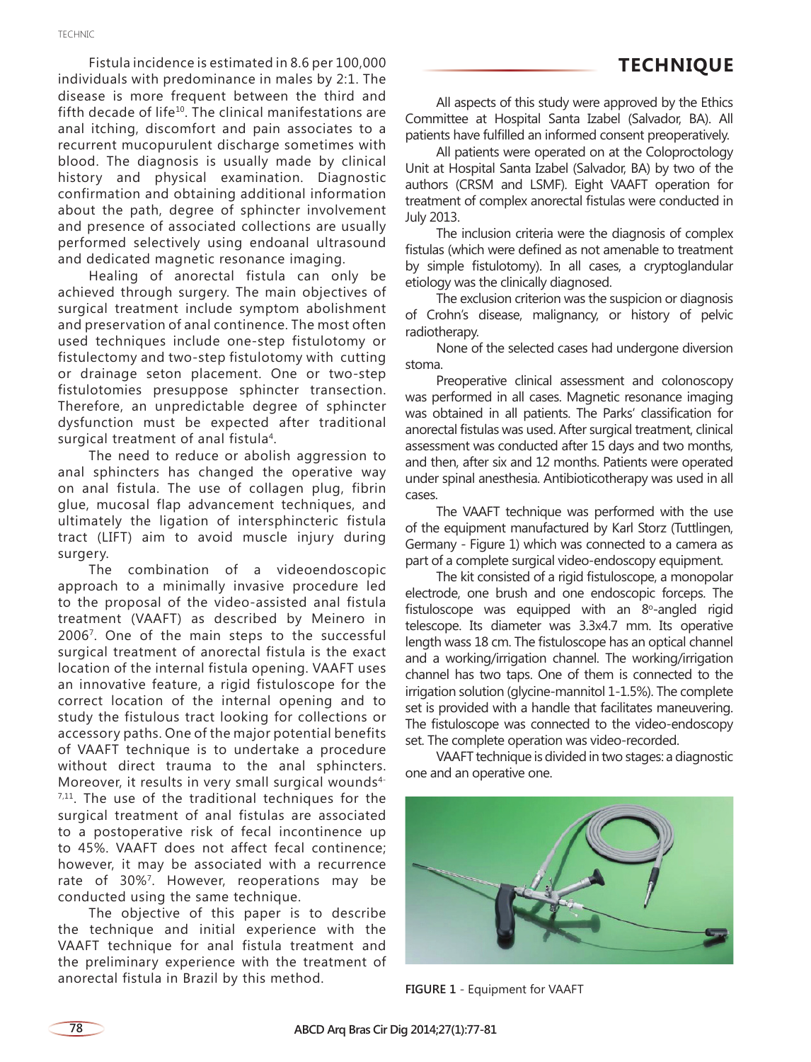Fistula incidence is estimated in 8.6 per 100,000 individuals with predominance in males by 2:1. The disease is more frequent between the third and fifth decade of life[10]. The clinical manifestations are anal itching, discomfort and pain associates to a recurrent mucopurulent discharge sometimes with blood. The diagnosis is usually made by clinical history and physical examination. Diagnostic confirmation and obtaining additional information about the path, degree of sphincter involvement and presence of associated collections are usually performed selectively using endoanal ultrasound and dedicated magnetic resonance imaging.

Healing of anorectal fistula can only be achieved through surgery. The main objectives of surgical treatment include symptom abolishment and preservation of anal continence. The most often used techniques include one-step fistulotomy or fistulectomy and two-step fistulotomy with cutting or drainage seton placement. One or two-step fistulotomies presuppose sphincter transection. Therefore, an unpredictable degree of sphincter dysfunction must be expected after traditional surgical treatment of anal fistula[4].

The need to reduce or abolish aggression to anal sphincters has changed the operative way on anal fistula. The use of collagen plug, fibrin glue, mucosal flap advancement techniques, and ultimately the ligation of intersphincteric fistula tract (LIFT) aim to avoid muscle injury during surgery.

The combination of a videoendoscopic approach to a minimally invasive procedure led to the proposal of the video-assisted anal fistula treatment (VAAFT) as described by Meinero in 2006[7]. One of the main steps to the successful surgical treatment of anorectal fistula is the exact location of the internal fistula opening. VAAFT uses an innovative feature, a rigid fistuloscope for the correct location of the internal opening and to study the fistulous tract looking for collections or accessory paths. One of the major potential benefits of VAAFT technique is to undertake a procedure without direct trauma to the anal sphincters. Moreover, it results in very small surgical wounds[4-7,11]. The use of the traditional techniques for the surgical treatment of anal fistulas are associated to a postoperative risk of fecal incontinence up to 45%. VAAFT does not affect fecal continence; however, it may be associated with a recurrence rate of 30%[7]. However, reoperations may be conducted using the same technique.

The objective of this paper is to describe the technique and initial experience with the VAAFT technique for anal fistula treatment and the preliminary experience with the treatment of anorectal fistula in Brazil by this method.

## TECHNIQUE

All aspects of this study were approved by the Ethics Committee at Hospital Santa Izabel (Salvador, BA). All patients have fulfilled an informed consent preoperatively.

All patients were operated on at the Coloproctology Unit at Hospital Santa Izabel (Salvador, BA) by two of the authors (CRSM and LSMF). Eight VAAFT operation for treatment of complex anorectal fistulas were conducted in July 2013.

The inclusion criteria were the diagnosis of complex fistulas (which were defined as not amenable to treatment by simple fistulotomy). In all cases, a cryptoglandular etiology was the clinically diagnosed.

The exclusion criterion was the suspicion or diagnosis of Crohn's disease, malignancy, or history of pelvic radiotherapy.

None of the selected cases had undergone diversion stoma.

Preoperative clinical assessment and colonoscopy was performed in all cases. Magnetic resonance imaging was obtained in all patients. The Parks' classification for anorectal fistulas was used. After surgical treatment, clinical assessment was conducted after 15 days and two months, and then, after six and 12 months. Patients were operated under spinal anesthesia. Antibioticotherapy was used in all cases.

The VAAFT technique was performed with the use of the equipment manufactured by Karl Storz (Tuttlingen, Germany - Figure 1) which was connected to a camera as part of a complete surgical video-endoscopy equipment.

The kit consisted of a rigid fistuloscope, a monopolar electrode, one brush and one endoscopic forceps. The fistuloscope was equipped with an 8°-angled rigid telescope. Its diameter was 3.3x4.7 mm. Its operative length wass 18 cm. The fistuloscope has an optical channel and a working/irrigation channel. The working/irrigation channel has two taps. One of them is connected to the irrigation solution (glycine-mannitol 1-1.5%). The complete set is provided with a handle that facilitates maneuvering. The fistuloscope was connected to the video-endoscopy set. The complete operation was video-recorded.

VAAFT technique is divided in two stages: a diagnostic one and an operative one.

**FIGURE 1** - Equipment for VAAFT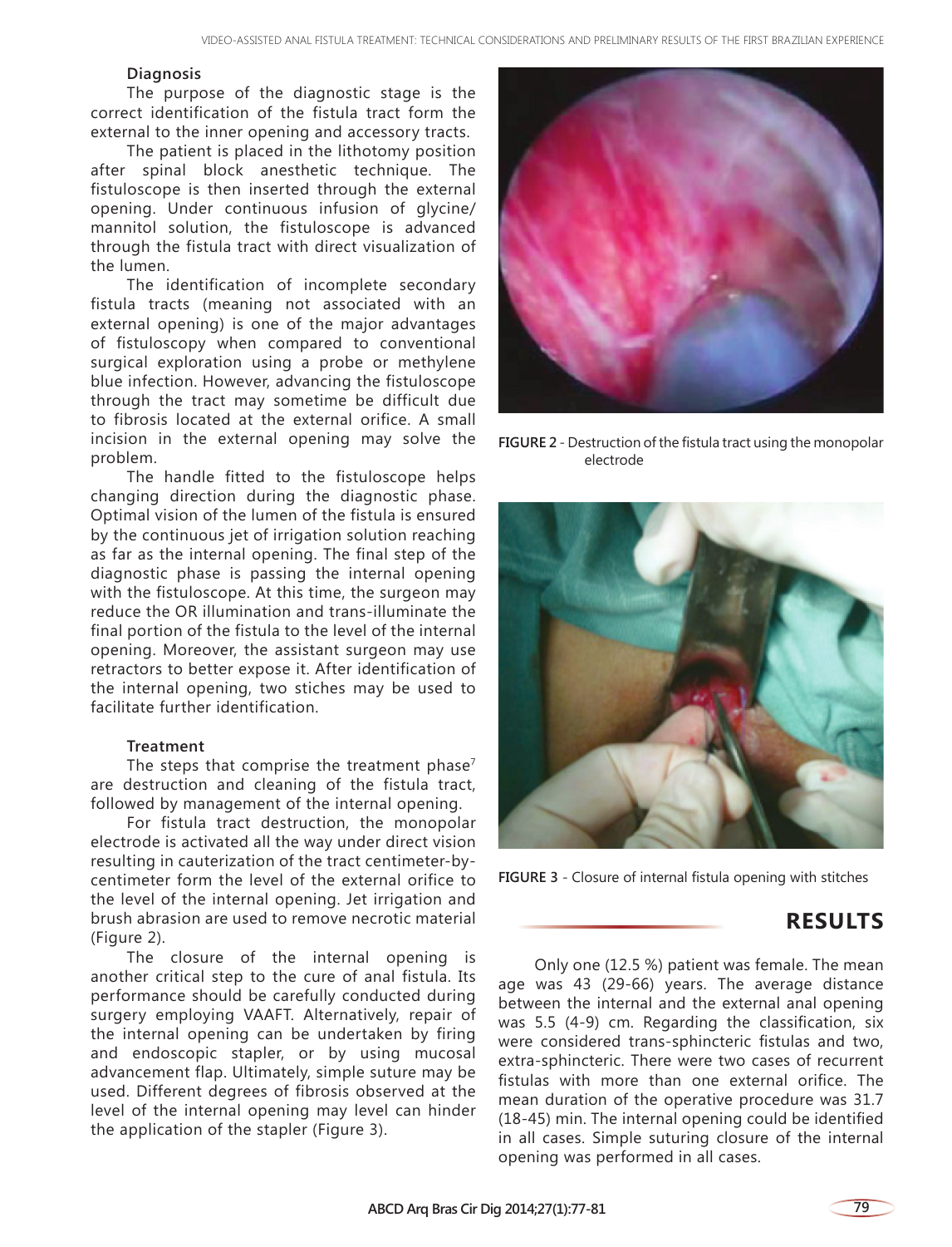### Diagnosis

The purpose of the diagnostic stage is the correct identification of the fistula tract form the external to the inner opening and accessory tracts.

The patient is placed in the lithotomy position after spinal block anesthetic technique. The fistuloscope is then inserted through the external opening. Under continuous infusion of glycine/mannitol solution, the fistuloscope is advanced through the fistula tract with direct visualization of the lumen.

The identification of incomplete secondary fistula tracts (meaning not associated with an external opening) is one of the major advantages of fistuloscopy when compared to conventional surgical exploration using a probe or methylene blue infection. However, advancing the fistuloscope through the tract may sometime be difficult due to fibrosis located at the external orifice. A small incision in the external opening may solve the problem.

The handle fitted to the fistuloscope helps changing direction during the diagnostic phase. Optimal vision of the lumen of the fistula is ensured by the continuous jet of irrigation solution reaching as far as the internal opening. The final step of the diagnostic phase is passing the internal opening with the fistuloscope. At this time, the surgeon may reduce the OR illumination and trans-illuminate the final portion of the fistula to the level of the internal opening. Moreover, the assistant surgeon may use retractors to better expose it. After identification of the internal opening, two stiches may be used to facilitate further identification.

### Treatment

The steps that comprise the treatment phase[7] are destruction and cleaning of the fistula tract, followed by management of the internal opening.

For fistula tract destruction, the monopolar electrode is activated all the way under direct vision resulting in cauterization of the tract centimeter-by-centimeter form the level of the external orifice to the level of the internal opening. Jet irrigation and brush abrasion are used to remove necrotic material (Figure 2).

The closure of the internal opening is another critical step to the cure of anal fistula. Its performance should be carefully conducted during surgery employing VAAFT. Alternatively, repair of the internal opening can be undertaken by firing and endoscopic stapler, or by using mucosal advancement flap. Ultimately, simple suture may be used. Different degrees of fibrosis observed at the level of the internal opening may level can hinder the application of the stapler (Figure 3).

**FIGURE 2** - Destruction of the fistula tract using the monopolar electrode

**FIGURE 3** - Closure of internal fistula opening with stitches

## RESULTS

Only one (12.5 %) patient was female. The mean age was 43 (29-66) years. The average distance between the internal and the external anal opening was 5.5 (4-9) cm. Regarding the classification, six were considered trans-sphincteric fistulas and two, extra-sphincteric. There were two cases of recurrent fistulas with more than one external orifice. The mean duration of the operative procedure was 31.7 (18-45) min. The internal opening could be identified in all cases. Simple suturing closure of the internal opening was performed in all cases.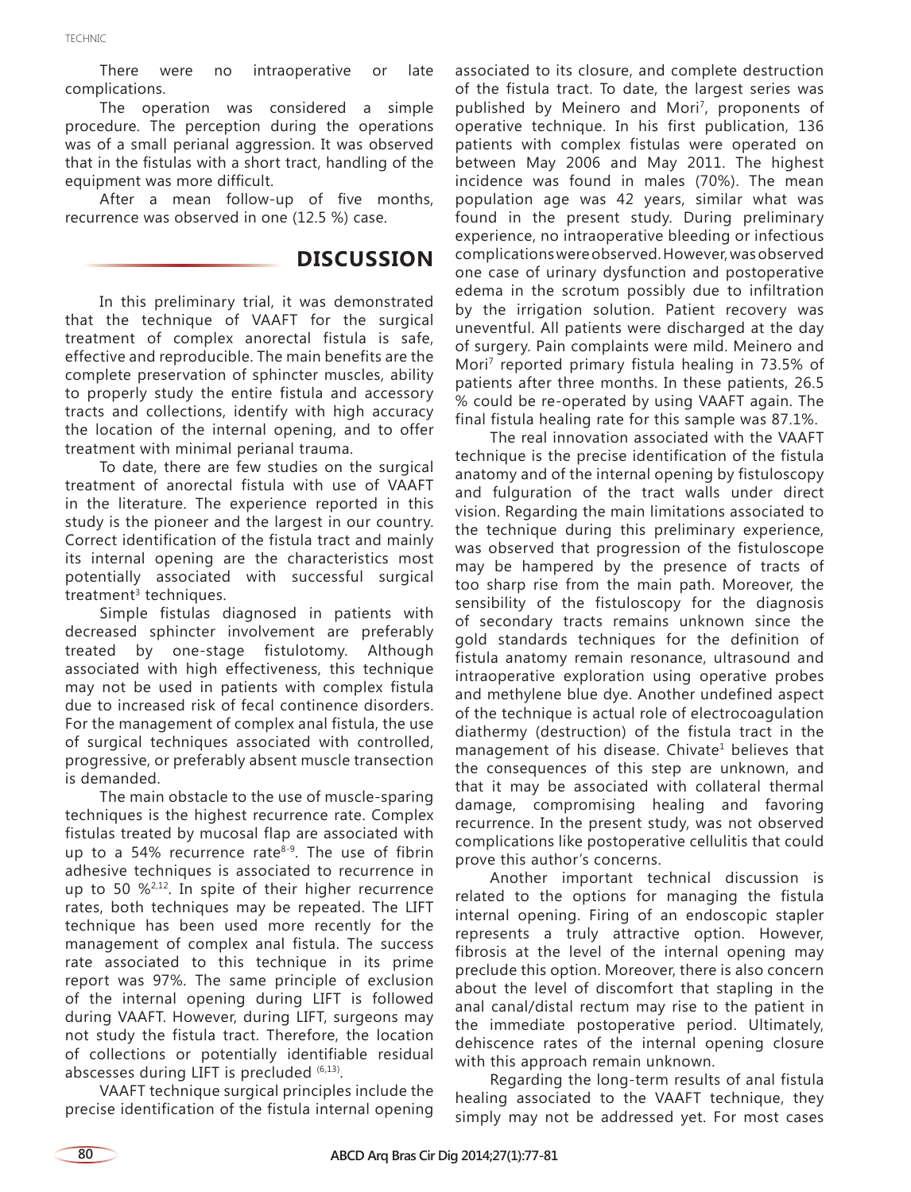There were no intraoperative or late complications.

The operation was considered a simple procedure. The perception during the operations was of a small perianal aggression. It was observed that in the fistulas with a short tract, handling of the equipment was more difficult.

After a mean follow-up of five months, recurrence was observed in one (12.5 %) case.

## DISCUSSION

In this preliminary trial, it was demonstrated that the technique of VAAFT for the surgical treatment of complex anorectal fistula is safe, effective and reproducible. The main benefits are the complete preservation of sphincter muscles, ability to properly study the entire fistula and accessory tracts and collections, identify with high accuracy the location of the internal opening, and to offer treatment with minimal perianal trauma.

To date, there are few studies on the surgical treatment of anorectal fistula with use of VAAFT in the literature. The experience reported in this study is the pioneer and the largest in our country. Correct identification of the fistula tract and mainly its internal opening are the characteristics most potentially associated with successful surgical treatment[3] techniques.

Simple fistulas diagnosed in patients with decreased sphincter involvement are preferably treated by one-stage fistulotomy. Although associated with high effectiveness, this technique may not be used in patients with complex fistula due to increased risk of fecal continence disorders. For the management of complex anal fistula, the use of surgical techniques associated with controlled, progressive, or preferably absent muscle transection is demanded.

The main obstacle to the use of muscle-sparing techniques is the highest recurrence rate. Complex fistulas treated by mucosal flap are associated with up to a 54% recurrence rate[8-9]. The use of fibrin adhesive techniques is associated to recurrence in up to 50 %[2,12]. In spite of their higher recurrence rates, both techniques may be repeated. The LIFT technique has been used more recently for the management of complex anal fistula. The success rate associated to this technique in its prime report was 97%. The same principle of exclusion of the internal opening during LIFT is followed during VAAFT. However, during LIFT, surgeons may not study the fistula tract. Therefore, the location of collections or potentially identifiable residual abscesses during LIFT is precluded [6,13].

VAAFT technique surgical principles include the precise identification of the fistula internal opening associated to its closure, and complete destruction of the fistula tract. To date, the largest series was published by Meinero and Mori[7], proponents of operative technique. In his first publication, 136 patients with complex fistulas were operated on between May 2006 and May 2011. The highest incidence was found in males (70%). The mean population age was 42 years, similar what was found in the present study. During preliminary experience, no intraoperative bleeding or infectious complications were observed. However, was observed one case of urinary dysfunction and postoperative edema in the scrotum possibly due to infiltration by the irrigation solution. Patient recovery was uneventful. All patients were discharged at the day of surgery. Pain complaints were mild. Meinero and Mori[7] reported primary fistula healing in 73.5% of patients after three months. In these patients, 26.5 % could be re-operated by using VAAFT again. The final fistula healing rate for this sample was 87.1%.

The real innovation associated with the VAAFT technique is the precise identification of the fistula anatomy and of the internal opening by fistuloscopy and fulguration of the tract walls under direct vision. Regarding the main limitations associated to the technique during this preliminary experience, was observed that progression of the fistuloscope may be hampered by the presence of tracts of too sharp rise from the main path. Moreover, the sensibility of the fistuloscopy for the diagnosis of secondary tracts remains unknown since the gold standards techniques for the definition of fistula anatomy remain resonance, ultrasound and intraoperative exploration using operative probes and methylene blue dye. Another undefined aspect of the technique is actual role of electrocoagulation diathermy (destruction) of the fistula tract in the management of his disease. Chivate[1] believes that the consequences of this step are unknown, and that it may be associated with collateral thermal damage, compromising healing and favoring recurrence. In the present study, was not observed complications like postoperative cellulitis that could prove this author's concerns.

Another important technical discussion is related to the options for managing the fistula internal opening. Firing of an endoscopic stapler represents a truly attractive option. However, fibrosis at the level of the internal opening may preclude this option. Moreover, there is also concern about the level of discomfort that stapling in the anal canal/distal rectum may rise to the patient in the immediate postoperative period. Ultimately, dehiscence rates of the internal opening closure with this approach remain unknown.

Regarding the long-term results of anal fistula healing associated to the VAAFT technique, they simply may not be addressed yet. For most cases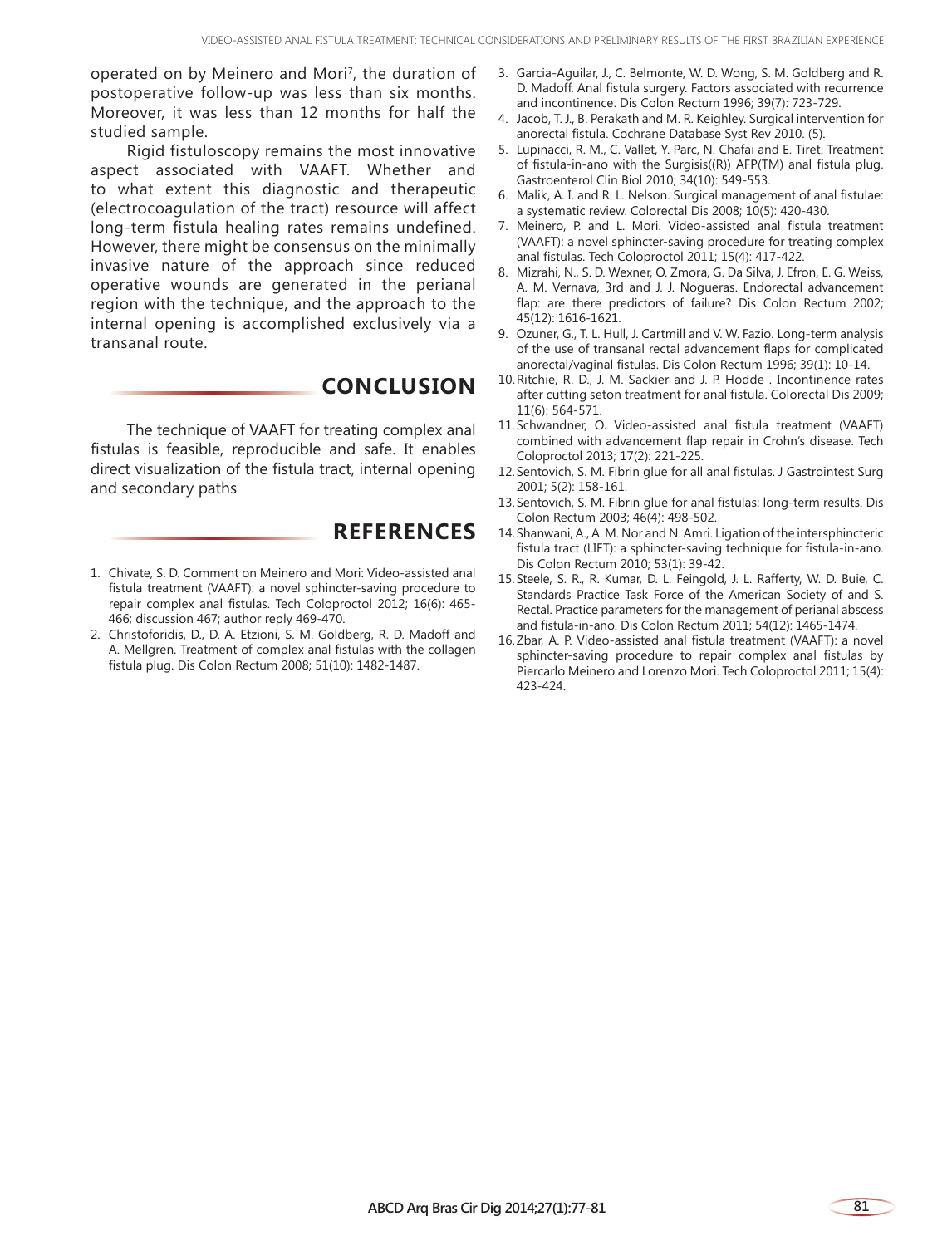operated on by Meinero and Mori[7], the duration of postoperative follow-up was less than six months. Moreover, it was less than 12 months for half the studied sample.

Rigid fistuloscopy remains the most innovative aspect associated with VAAFT. Whether and to what extent this diagnostic and therapeutic (electrocoagulation of the tract) resource will affect long-term fistula healing rates remains undefined. However, there might be consensus on the minimally invasive nature of the approach since reduced operative wounds are generated in the perianal region with the technique, and the approach to the internal opening is accomplished exclusively via a transanal route.

## CONCLUSION

The technique of VAAFT for treating complex anal fistulas is feasible, reproducible and safe. It enables direct visualization of the fistula tract, internal opening and secondary paths

## REFERENCES

1. Chivate, S. D. Comment on Meinero and Mori: Video-assisted anal fistula treatment (VAAFT): a novel sphincter-saving procedure to repair complex anal fistulas. Tech Coloproctol 2012; 16(6): 465-466; discussion 467; author reply 469-470.
2. Christoforidis, D., D. A. Etzioni, S. M. Goldberg, R. D. Madoff and A. Mellgren. Treatment of complex anal fistulas with the collagen fistula plug. Dis Colon Rectum 2008; 51(10): 1482-1487.
3. Garcia-Aguilar, J., C. Belmonte, W. D. Wong, S. M. Goldberg and R. D. Madoff. Anal fistula surgery. Factors associated with recurrence and incontinence. Dis Colon Rectum 1996; 39(7): 723-729.
4. Jacob, T. J., B. Perakath and M. R. Keighley. Surgical intervention for anorectal fistula. Cochrane Database Syst Rev 2010. (5).
5. Lupinacci, R. M., C. Vallet, Y. Parc, N. Chafai and E. Tiret. Treatment of fistula-in-ano with the Surgisis((R)) AFP(TM) anal fistula plug. Gastroenterol Clin Biol 2010; 34(10): 549-553.
6. Malik, A. I. and R. L. Nelson. Surgical management of anal fistulae: a systematic review. Colorectal Dis 2008; 10(5): 420-430.
7. Meinero, P. and L. Mori. Video-assisted anal fistula treatment (VAAFT): a novel sphincter-saving procedure for treating complex anal fistulas. Tech Coloproctol 2011; 15(4): 417-422.
8. Mizrahi, N., S. D. Wexner, O. Zmora, G. Da Silva, J. Efron, E. G. Weiss, A. M. Vernava, 3rd and J. J. Nogueras. Endorectal advancement flap: are there predictors of failure? Dis Colon Rectum 2002; 45(12): 1616-1621.
9. Ozuner, G., T. L. Hull, J. Cartmill and V. W. Fazio. Long-term analysis of the use of transanal rectal advancement flaps for complicated anorectal/vaginal fistulas. Dis Colon Rectum 1996; 39(1): 10-14.
10. Ritchie, R. D., J. M. Sackier and J. P. Hodde . Incontinence rates after cutting seton treatment for anal fistula. Colorectal Dis 2009; 11(6): 564-571.
11. Schwandner, O. Video-assisted anal fistula treatment (VAAFT) combined with advancement flap repair in Crohn's disease. Tech Coloproctol 2013; 17(2): 221-225.
12. Sentovich, S. M. Fibrin glue for all anal fistulas. J Gastrointest Surg 2001; 5(2): 158-161.
13. Sentovich, S. M. Fibrin glue for anal fistulas: long-term results. Dis Colon Rectum 2003; 46(4): 498-502.
14. Shanwani, A., A. M. Nor and N. Amri. Ligation of the intersphincteric fistula tract (LIFT): a sphincter-saving technique for fistula-in-ano. Dis Colon Rectum 2010; 53(1): 39-42.
15. Steele, S. R., R. Kumar, D. L. Feingold, J. L. Rafferty, W. D. Buie, C. Standards Practice Task Force of the American Society of and S. Rectal. Practice parameters for the management of perianal abscess and fistula-in-ano. Dis Colon Rectum 2011; 54(12): 1465-1474.
16. Zbar, A. P. Video-assisted anal fistula treatment (VAAFT): a novel sphincter-saving procedure to repair complex anal fistulas by Piercarlo Meinero and Lorenzo Mori. Tech Coloproctol 2011; 15(4): 423-424.